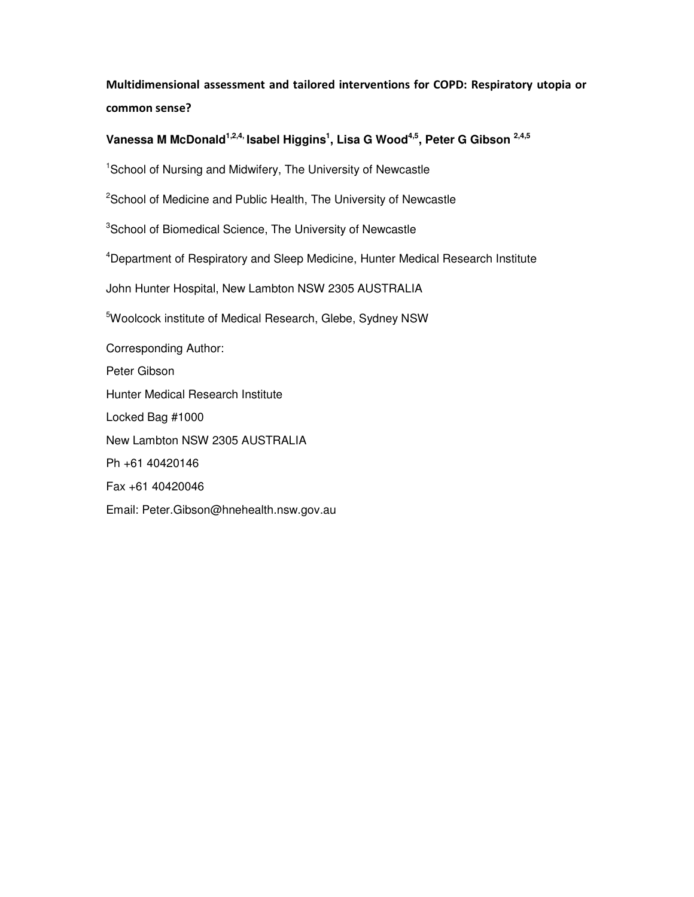**Multidimensional assessment and tailored interventions for COPD: Respiratory utopia or common sense?**

**Vanessa M McDonald[1,2,4,] Isabel Higgins[1], Lisa G Wood[4,5], Peter G Gibson [2,4,5]**

[1]School of Nursing and Midwifery, The University of Newcastle

[2]School of Medicine and Public Health, The University of Newcastle

[3]School of Biomedical Science, The University of Newcastle

[4]Department of Respiratory and Sleep Medicine, Hunter Medical Research Institute

John Hunter Hospital, New Lambton NSW 2305 AUSTRALIA

[5]Woolcock institute of Medical Research, Glebe, Sydney NSW

Corresponding Author:

Peter Gibson

Hunter Medical Research Institute

Locked Bag #1000

New Lambton NSW 2305 AUSTRALIA

Ph +61 40420146

Fax +61 40420046

Email: Peter.Gibson@hnehealth.nsw.gov.au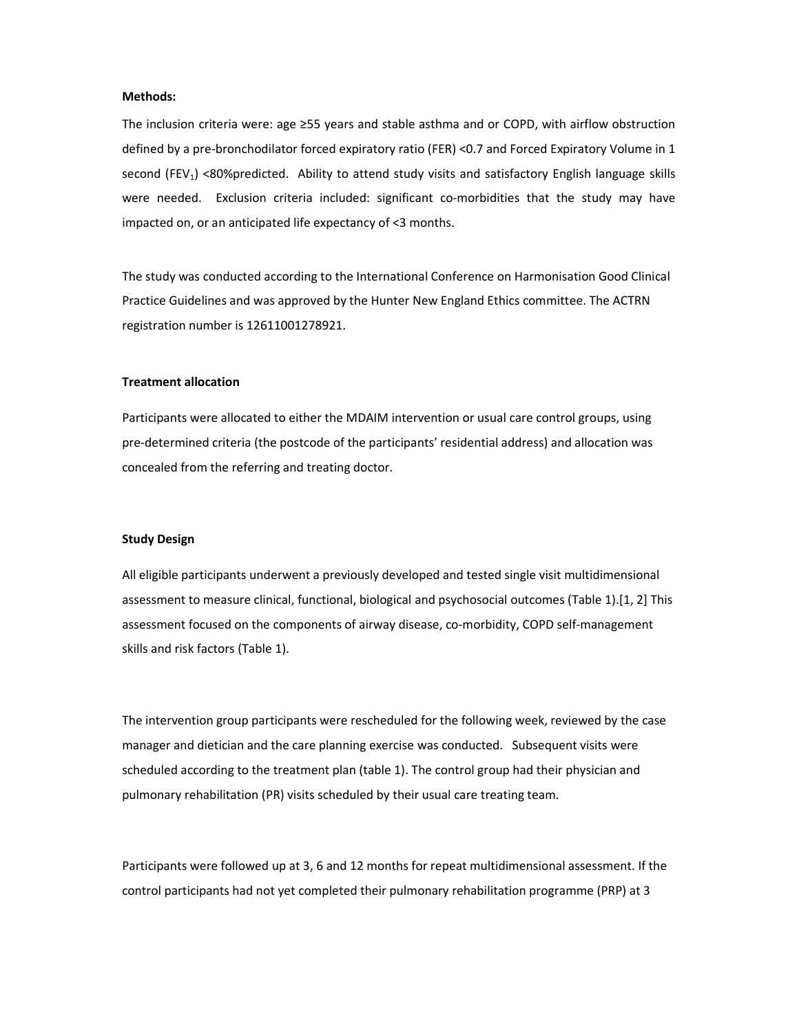**Methods:**

The inclusion criteria were: age ≥55 years and stable asthma and or COPD, with airflow obstruction defined by a pre-bronchodilator forced expiratory ratio (FER) <0.7 and Forced Expiratory Volume in 1 second ($FEV_1$) <80%predicted. Ability to attend study visits and satisfactory English language skills were needed. Exclusion criteria included: significant co-morbidities that the study may have impacted on, or an anticipated life expectancy of <3 months.

The study was conducted according to the International Conference on Harmonisation Good Clinical Practice Guidelines and was approved by the Hunter New England Ethics committee. The ACTRN registration number is 12611001278921.

**Treatment allocation**

Participants were allocated to either the MDAIM intervention or usual care control groups, using pre-determined criteria (the postcode of the participants' residential address) and allocation was concealed from the referring and treating doctor.

**Study Design**

All eligible participants underwent a previously developed and tested single visit multidimensional assessment to measure clinical, functional, biological and psychosocial outcomes (Table 1).[1, 2] This assessment focused on the components of airway disease, co-morbidity, COPD self-management skills and risk factors (Table 1).

The intervention group participants were rescheduled for the following week, reviewed by the case manager and dietician and the care planning exercise was conducted. Subsequent visits were scheduled according to the treatment plan (table 1). The control group had their physician and pulmonary rehabilitation (PR) visits scheduled by their usual care treating team.

Participants were followed up at 3, 6 and 12 months for repeat multidimensional assessment. If the control participants had not yet completed their pulmonary rehabilitation programme (PRP) at 3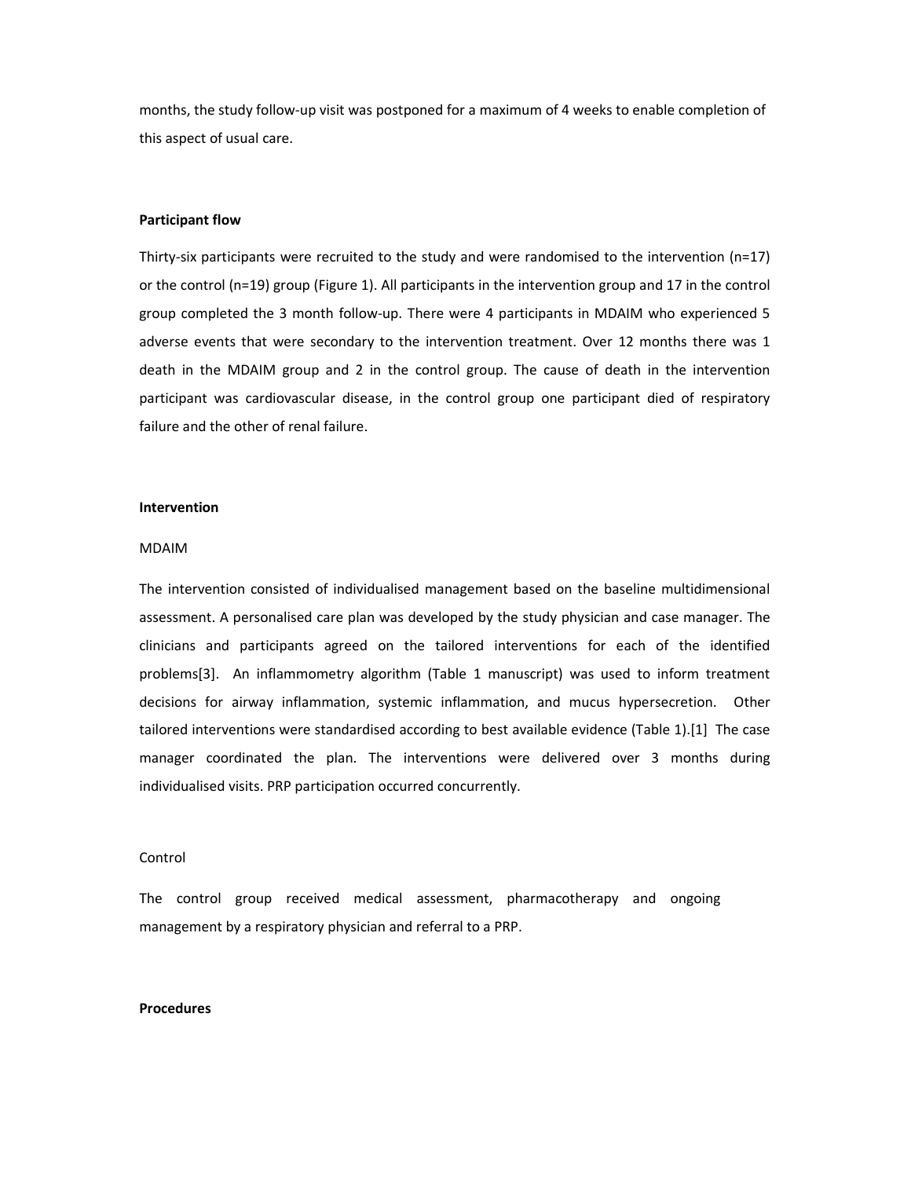months, the study follow-up visit was postponed for a maximum of 4 weeks to enable completion of this aspect of usual care.

**Participant flow**

Thirty-six participants were recruited to the study and were randomised to the intervention (n=17) or the control (n=19) group (Figure 1). All participants in the intervention group and 17 in the control group completed the 3 month follow-up. There were 4 participants in MDAIM who experienced 5 adverse events that were secondary to the intervention treatment. Over 12 months there was 1 death in the MDAIM group and 2 in the control group. The cause of death in the intervention participant was cardiovascular disease, in the control group one participant died of respiratory failure and the other of renal failure.

**Intervention**

MDAIM

The intervention consisted of individualised management based on the baseline multidimensional assessment. A personalised care plan was developed by the study physician and case manager. The clinicians and participants agreed on the tailored interventions for each of the identified problems[3]. An inflammometry algorithm (Table 1 manuscript) was used to inform treatment decisions for airway inflammation, systemic inflammation, and mucus hypersecretion. Other tailored interventions were standardised according to best available evidence (Table 1).[1] The case manager coordinated the plan. The interventions were delivered over 3 months during individualised visits. PRP participation occurred concurrently.

Control

The control group received medical assessment, pharmacotherapy and ongoing management by a respiratory physician and referral to a PRP.

**Procedures**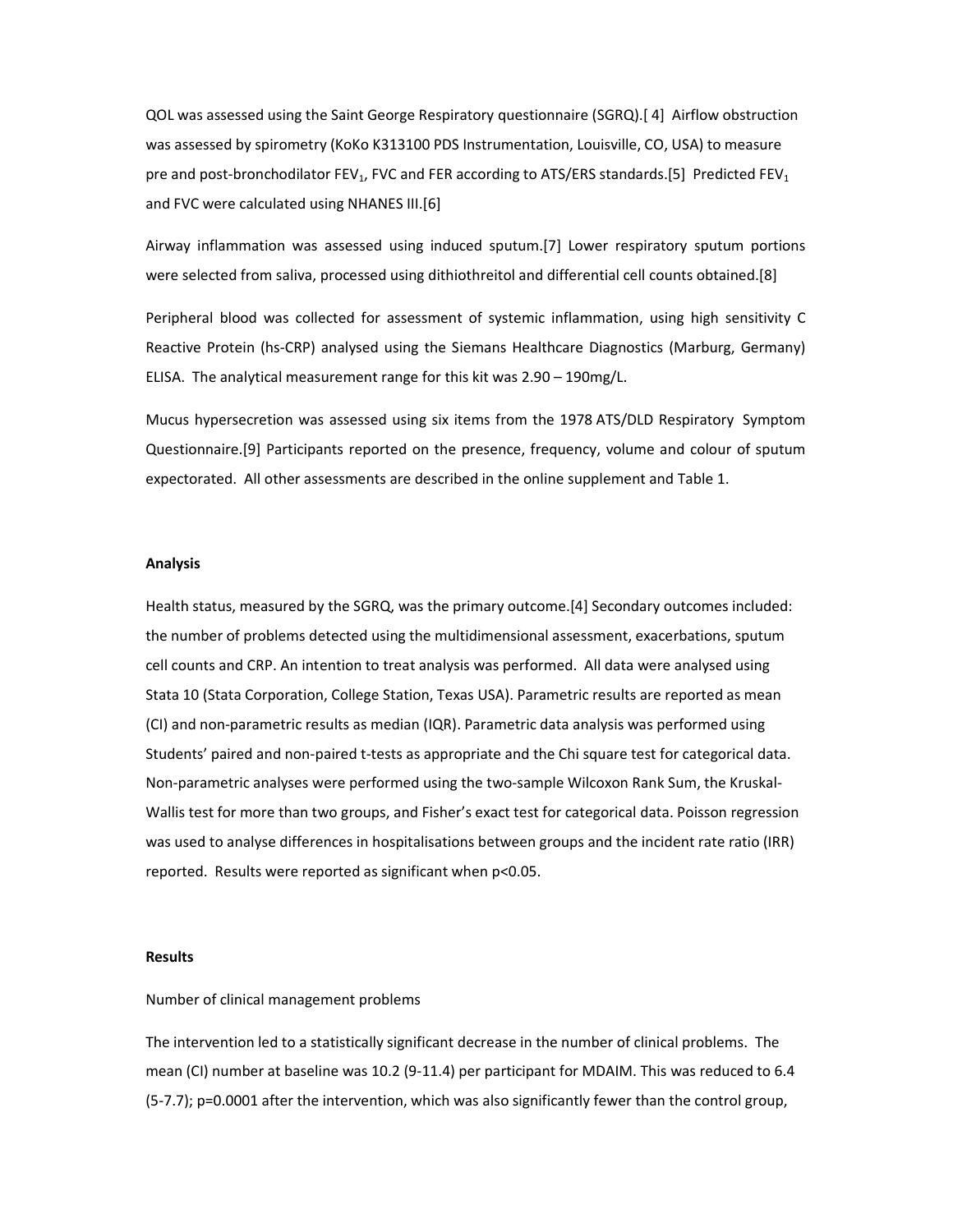QOL was assessed using the Saint George Respiratory questionnaire (SGRQ).[ 4] Airflow obstruction was assessed by spirometry (KoKo K313100 PDS Instrumentation, Louisville, CO, USA) to measure pre and post-bronchodilator $FEV_1$, FVC and FER according to ATS/ERS standards.[5] Predicted $FEV_1$ and FVC were calculated using NHANES III.[6]

Airway inflammation was assessed using induced sputum.[7] Lower respiratory sputum portions were selected from saliva, processed using dithiothreitol and differential cell counts obtained.[8]

Peripheral blood was collected for assessment of systemic inflammation, using high sensitivity C Reactive Protein (hs-CRP) analysed using the Siemans Healthcare Diagnostics (Marburg, Germany) ELISA. The analytical measurement range for this kit was 2.90 – 190mg/L.

Mucus hypersecretion was assessed using six items from the 1978 ATS/DLD Respiratory Symptom Questionnaire.[9] Participants reported on the presence, frequency, volume and colour of sputum expectorated. All other assessments are described in the online supplement and Table 1.

**Analysis**

Health status, measured by the SGRQ, was the primary outcome.[4] Secondary outcomes included: the number of problems detected using the multidimensional assessment, exacerbations, sputum cell counts and CRP. An intention to treat analysis was performed. All data were analysed using Stata 10 (Stata Corporation, College Station, Texas USA). Parametric results are reported as mean (CI) and non-parametric results as median (IQR). Parametric data analysis was performed using Students' paired and non-paired t-tests as appropriate and the Chi square test for categorical data. Non-parametric analyses were performed using the two-sample Wilcoxon Rank Sum, the Kruskal-Wallis test for more than two groups, and Fisher's exact test for categorical data. Poisson regression was used to analyse differences in hospitalisations between groups and the incident rate ratio (IRR) reported. Results were reported as significant when $p<0.05$.

**Results**

Number of clinical management problems

The intervention led to a statistically significant decrease in the number of clinical problems. The mean (CI) number at baseline was 10.2 (9-11.4) per participant for MDAIM. This was reduced to 6.4 (5-7.7); $p=0.0001$ after the intervention, which was also significantly fewer than the control group,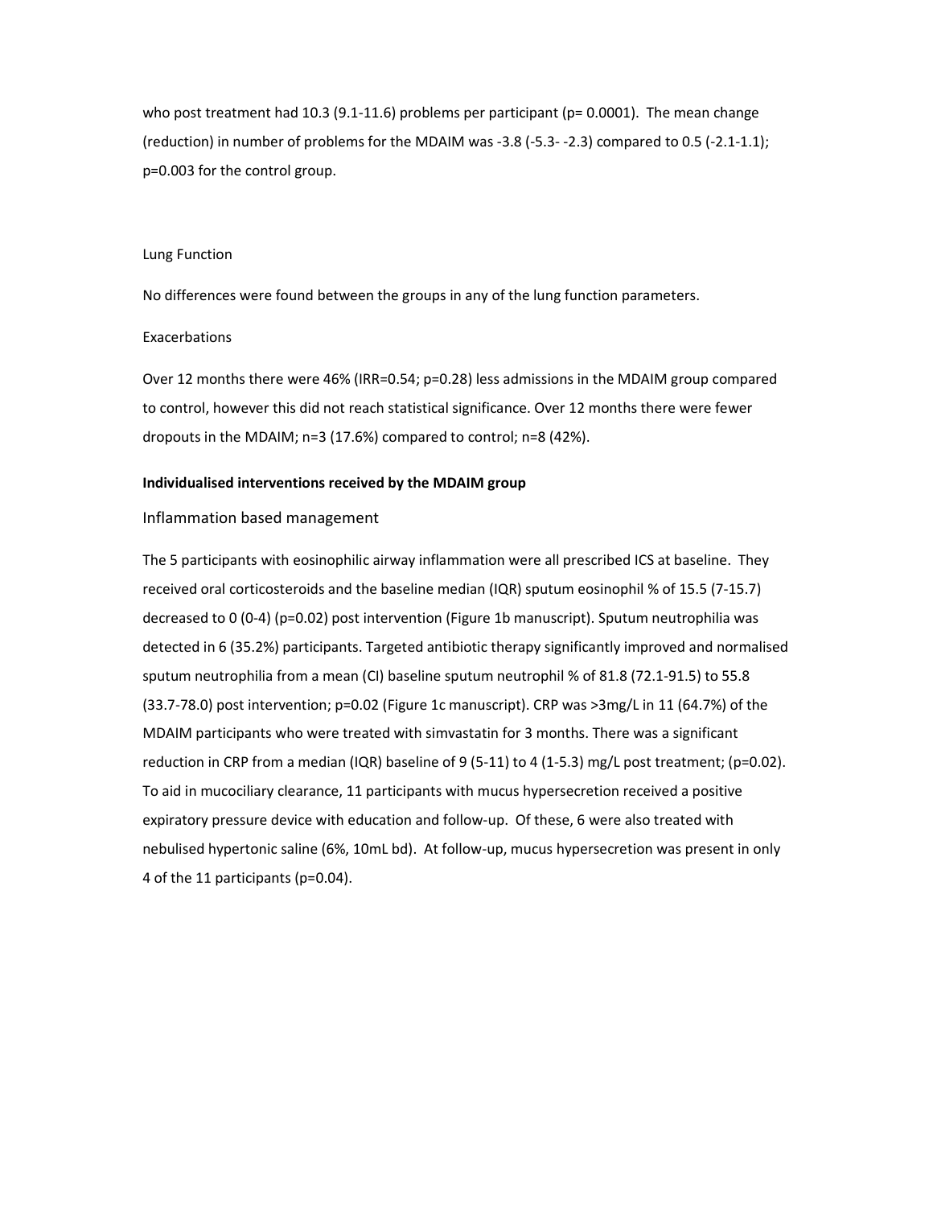who post treatment had 10.3 (9.1-11.6) problems per participant (p= 0.0001). The mean change (reduction) in number of problems for the MDAIM was -3.8 (-5.3- -2.3) compared to 0.5 (-2.1-1.1); p=0.003 for the control group.

Lung Function

No differences were found between the groups in any of the lung function parameters.

Exacerbations

Over 12 months there were 46% (IRR=0.54; p=0.28) less admissions in the MDAIM group compared to control, however this did not reach statistical significance. Over 12 months there were fewer dropouts in the MDAIM; n=3 (17.6%) compared to control; n=8 (42%).

**Individualised interventions received by the MDAIM group**

Inflammation based management

The 5 participants with eosinophilic airway inflammation were all prescribed ICS at baseline. They received oral corticosteroids and the baseline median (IQR) sputum eosinophil % of 15.5 (7-15.7) decreased to 0 (0-4) (p=0.02) post intervention (Figure 1b manuscript). Sputum neutrophilia was detected in 6 (35.2%) participants. Targeted antibiotic therapy significantly improved and normalised sputum neutrophilia from a mean (CI) baseline sputum neutrophil % of 81.8 (72.1-91.5) to 55.8 (33.7-78.0) post intervention; p=0.02 (Figure 1c manuscript). CRP was >3mg/L in 11 (64.7%) of the MDAIM participants who were treated with simvastatin for 3 months. There was a significant reduction in CRP from a median (IQR) baseline of 9 (5-11) to 4 (1-5.3) mg/L post treatment; (p=0.02). To aid in mucociliary clearance, 11 participants with mucus hypersecretion received a positive expiratory pressure device with education and follow-up. Of these, 6 were also treated with nebulised hypertonic saline (6%, 10mL bd). At follow-up, mucus hypersecretion was present in only 4 of the 11 participants (p=0.04).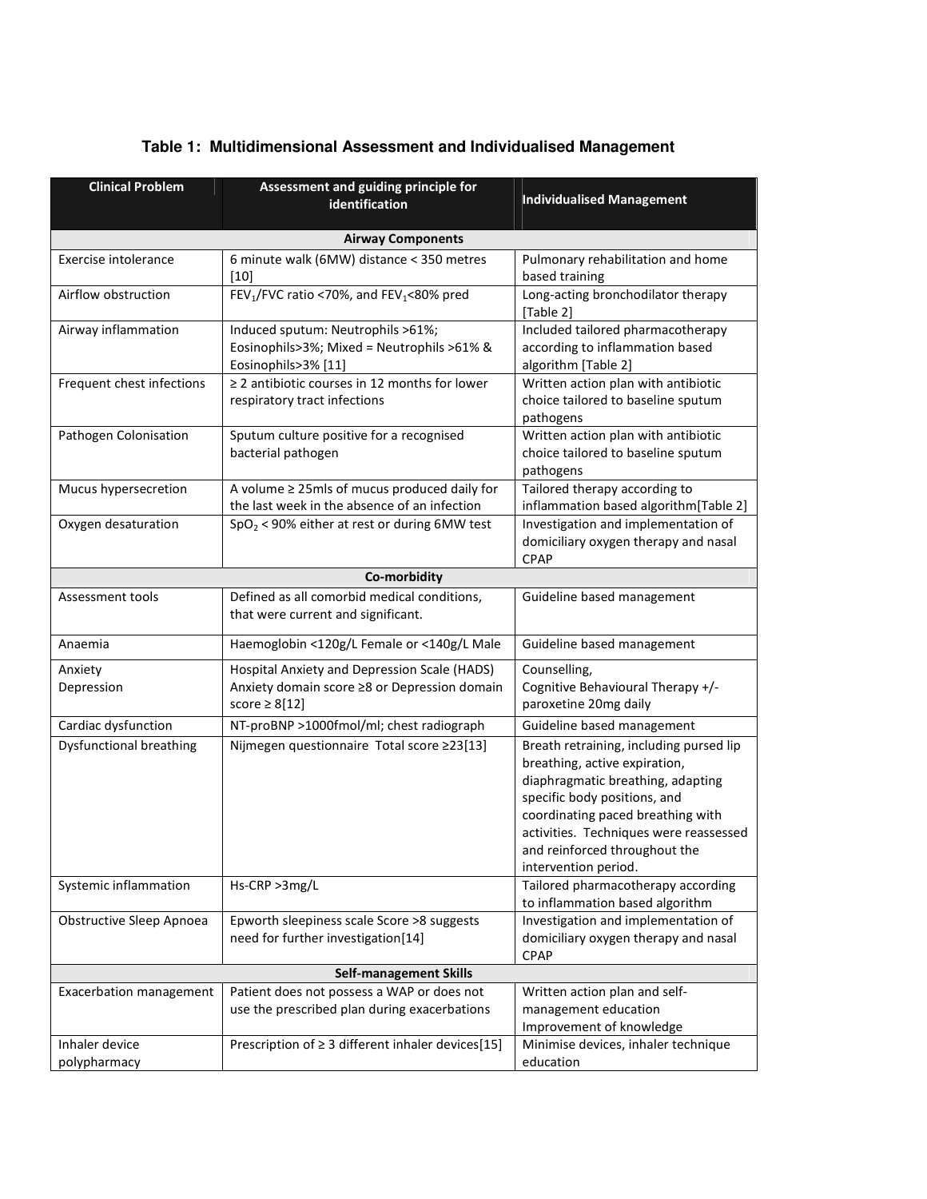**Table 1: Multidimensional Assessment and Individualised Management**

| Clinical Problem | Assessment and guiding principle for identification | Individualised Management |
|---|---|---|
| **Airway Components** | | |
| Exercise intolerance | 6 minute walk (6MW) distance < 350 metres [10] | Pulmonary rehabilitation and home based training |
| Airflow obstruction | $FEV_1$/FVC ratio <70%, and $FEV_1$<80% pred | Long-acting bronchodilator therapy [Table 2] |
| Airway inflammation | Induced sputum: Neutrophils >61%; Eosinophils>3%; Mixed = Neutrophils >61% & Eosinophils>3% [11] | Included tailored pharmacotherapy according to inflammation based algorithm [Table 2] |
| Frequent chest infections | ≥ 2 antibiotic courses in 12 months for lower respiratory tract infections | Written action plan with antibiotic choice tailored to baseline sputum pathogens |
| Pathogen Colonisation | Sputum culture positive for a recognised bacterial pathogen | Written action plan with antibiotic choice tailored to baseline sputum pathogens |
| Mucus hypersecretion | A volume ≥ 25mls of mucus produced daily for the last week in the absence of an infection | Tailored therapy according to inflammation based algorithm[Table 2] |
| Oxygen desaturation | $SpO_2$ < 90% either at rest or during 6MW test | Investigation and implementation of domiciliary oxygen therapy and nasal CPAP |
| **Co-morbidity** | | |
| Assessment tools | Defined as all comorbid medical conditions, that were current and significant. | Guideline based management |
| Anaemia | Haemoglobin <120g/L Female or <140g/L Male | Guideline based management |
| Anxiety Depression | Hospital Anxiety and Depression Scale (HADS) Anxiety domain score ≥8 or Depression domain score ≥ 8[12] | Counselling, Cognitive Behavioural Therapy +/- paroxetine 20mg daily |
| Cardiac dysfunction | NT-proBNP >1000fmol/ml; chest radiograph | Guideline based management |
| Dysfunctional breathing | Nijmegen questionnaire Total score ≥23[13] | Breath retraining, including pursed lip breathing, active expiration, diaphragmatic breathing, adapting specific body positions, and coordinating paced breathing with activities. Techniques were reassessed and reinforced throughout the intervention period. |
| Systemic inflammation | Hs-CRP >3mg/L | Tailored pharmacotherapy according to inflammation based algorithm |
| Obstructive Sleep Apnoea | Epworth sleepiness scale Score >8 suggests need for further investigation[14] | Investigation and implementation of domiciliary oxygen therapy and nasal CPAP |
| **Self-management Skills** | | |
| Exacerbation management | Patient does not possess a WAP or does not use the prescribed plan during exacerbations | Written action plan and self-management education Improvement of knowledge |
| Inhaler device polypharmacy | Prescription of ≥ 3 different inhaler devices[15] | Minimise devices, inhaler technique education |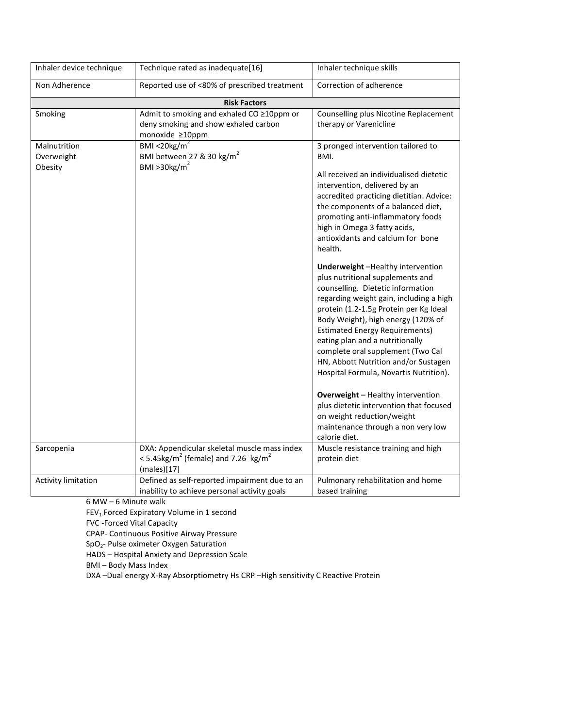| Inhaler device technique | Technique rated as inadequate[16] | Inhaler technique skills |
|---|---|---|
| Non Adherence | Reported use of <80% of prescribed treatment | Correction of adherence |
| **Risk Factors** | | |
| Smoking | Admit to smoking and exhaled CO ≥10ppm or deny smoking and show exhaled carbon monoxide ≥10ppm | Counselling plus Nicotine Replacement therapy or Varenicline |
| Malnutrition<br>Overweight<br>Obesity | BMI <20kg/m$^2$<br>BMI between 27 & 30 kg/m$^2$<br>BMI >30kg/m$^2$ | 3 pronged intervention tailored to BMI.<br><br>All received an individualised dietetic intervention, delivered by an accredited practicing dietitian. Advice: the components of a balanced diet, promoting anti-inflammatory foods high in Omega 3 fatty acids, antioxidants and calcium for bone health.<br><br>**Underweight** –Healthy intervention plus nutritional supplements and counselling. Dietetic information regarding weight gain, including a high protein (1.2-1.5g Protein per Kg Ideal Body Weight), high energy (120% of Estimated Energy Requirements) eating plan and a nutritionally complete oral supplement (Two Cal HN, Abbott Nutrition and/or Sustagen Hospital Formula, Novartis Nutrition).<br><br>**Overweight** – Healthy intervention plus dietetic intervention that focused on weight reduction/weight maintenance through a non very low calorie diet. |
| Sarcopenia | DXA: Appendicular skeletal muscle mass index < 5.45kg/m$^2$ (female) and 7.26 kg/m$^2$ (males)[17] | Muscle resistance training and high protein diet |
| Activity limitation | Defined as self-reported impairment due to an inability to achieve personal activity goals | Pulmonary rehabilitation and home based training |

6 MW – 6 Minute walk

$FEV_1$-Forced Expiratory Volume in 1 second

FVC -Forced Vital Capacity

CPAP- Continuous Positive Airway Pressure

$SpO_2$- Pulse oximeter Oxygen Saturation

HADS – Hospital Anxiety and Depression Scale

BMI – Body Mass Index

DXA –Dual energy X-Ray Absorptiometry Hs CRP –High sensitivity C Reactive Protein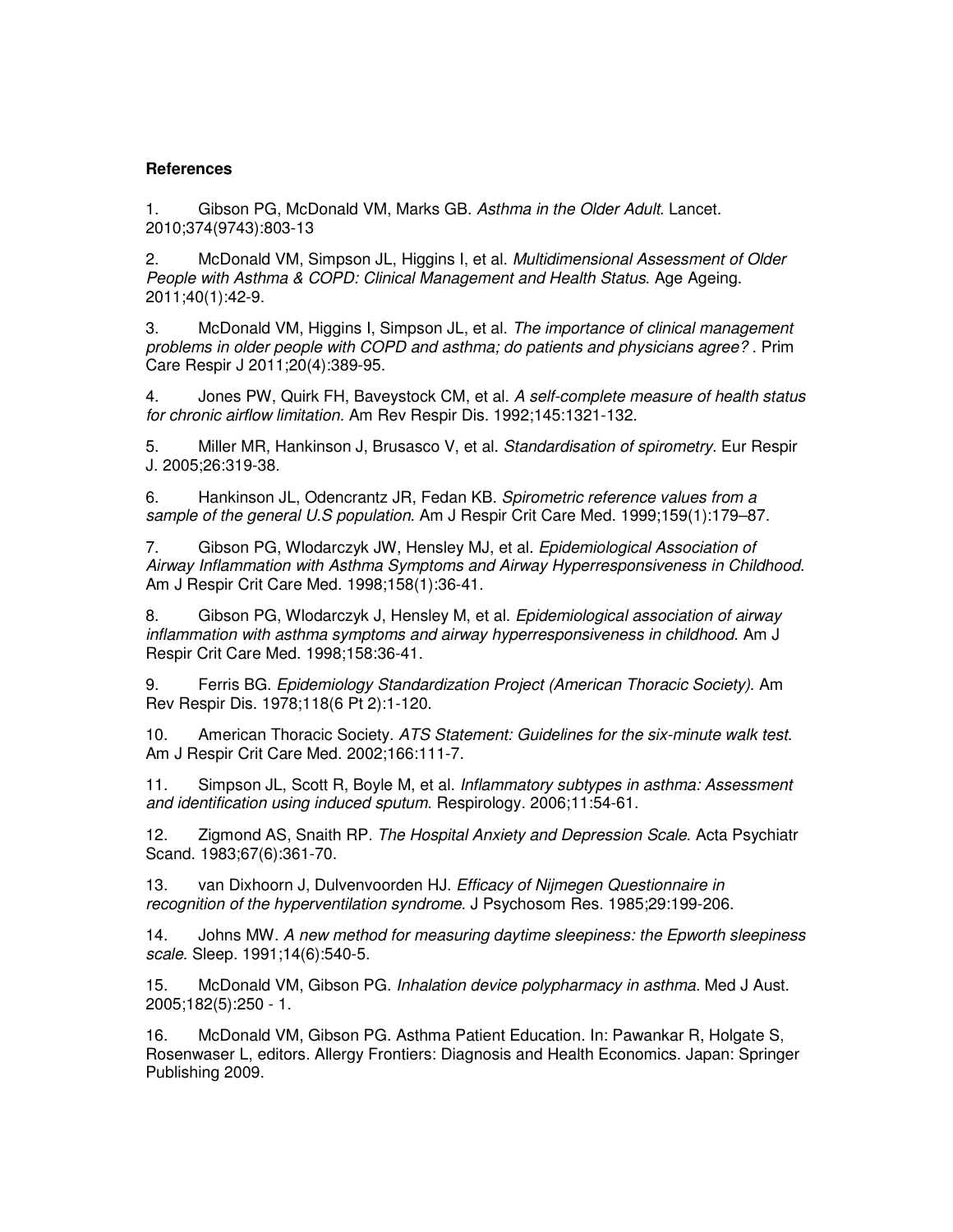**References**

1. Gibson PG, McDonald VM, Marks GB. *Asthma in the Older Adult*. Lancet. 2010;374(9743):803-13

2. McDonald VM, Simpson JL, Higgins I, et al. *Multidimensional Assessment of Older People with Asthma & COPD: Clinical Management and Health Status*. Age Ageing. 2011;40(1):42-9.

3. McDonald VM, Higgins I, Simpson JL, et al. *The importance of clinical management problems in older people with COPD and asthma; do patients and physicians agree?* . Prim Care Respir J 2011;20(4):389-95.

4. Jones PW, Quirk FH, Baveystock CM, et al. *A self-complete measure of health status for chronic airflow limitation.* Am Rev Respir Dis. 1992;145:1321-132.

5. Miller MR, Hankinson J, Brusasco V, et al. *Standardisation of spirometry*. Eur Respir J. 2005;26:319-38.

6. Hankinson JL, Odencrantz JR, Fedan KB. *Spirometric reference values from a sample of the general U.S population*. Am J Respir Crit Care Med. 1999;159(1):179–87.

7. Gibson PG, Wlodarczyk JW, Hensley MJ, et al. *Epidemiological Association of Airway Inflammation with Asthma Symptoms and Airway Hyperresponsiveness in Childhood*. Am J Respir Crit Care Med. 1998;158(1):36-41.

8. Gibson PG, Wlodarczyk J, Hensley M, et al. *Epidemiological association of airway inflammation with asthma symptoms and airway hyperresponsiveness in childhood.* Am J Respir Crit Care Med. 1998;158:36-41.

9. Ferris BG. *Epidemiology Standardization Project (American Thoracic Society).* Am Rev Respir Dis. 1978;118(6 Pt 2):1-120.

10. American Thoracic Society. *ATS Statement: Guidelines for the six-minute walk test*. Am J Respir Crit Care Med. 2002;166:111-7.

11. Simpson JL, Scott R, Boyle M, et al. *Inflammatory subtypes in asthma: Assessment and identification using induced sputum*. Respirology. 2006;11:54-61.

12. Zigmond AS, Snaith RP. *The Hospital Anxiety and Depression Scale*. Acta Psychiatr Scand. 1983;67(6):361-70.

13. van Dixhoorn J, Dulvenvoorden HJ. *Efficacy of Nijmegen Questionnaire in recognition of the hyperventilation syndrome*. J Psychosom Res. 1985;29:199-206.

14. Johns MW. *A new method for measuring daytime sleepiness: the Epworth sleepiness scale*. Sleep. 1991;14(6):540-5.

15. McDonald VM, Gibson PG. *Inhalation device polypharmacy in asthma.* Med J Aust. 2005;182(5):250 - 1.

16. McDonald VM, Gibson PG. Asthma Patient Education. In: Pawankar R, Holgate S, Rosenwaser L, editors. Allergy Frontiers: Diagnosis and Health Economics. Japan: Springer Publishing 2009.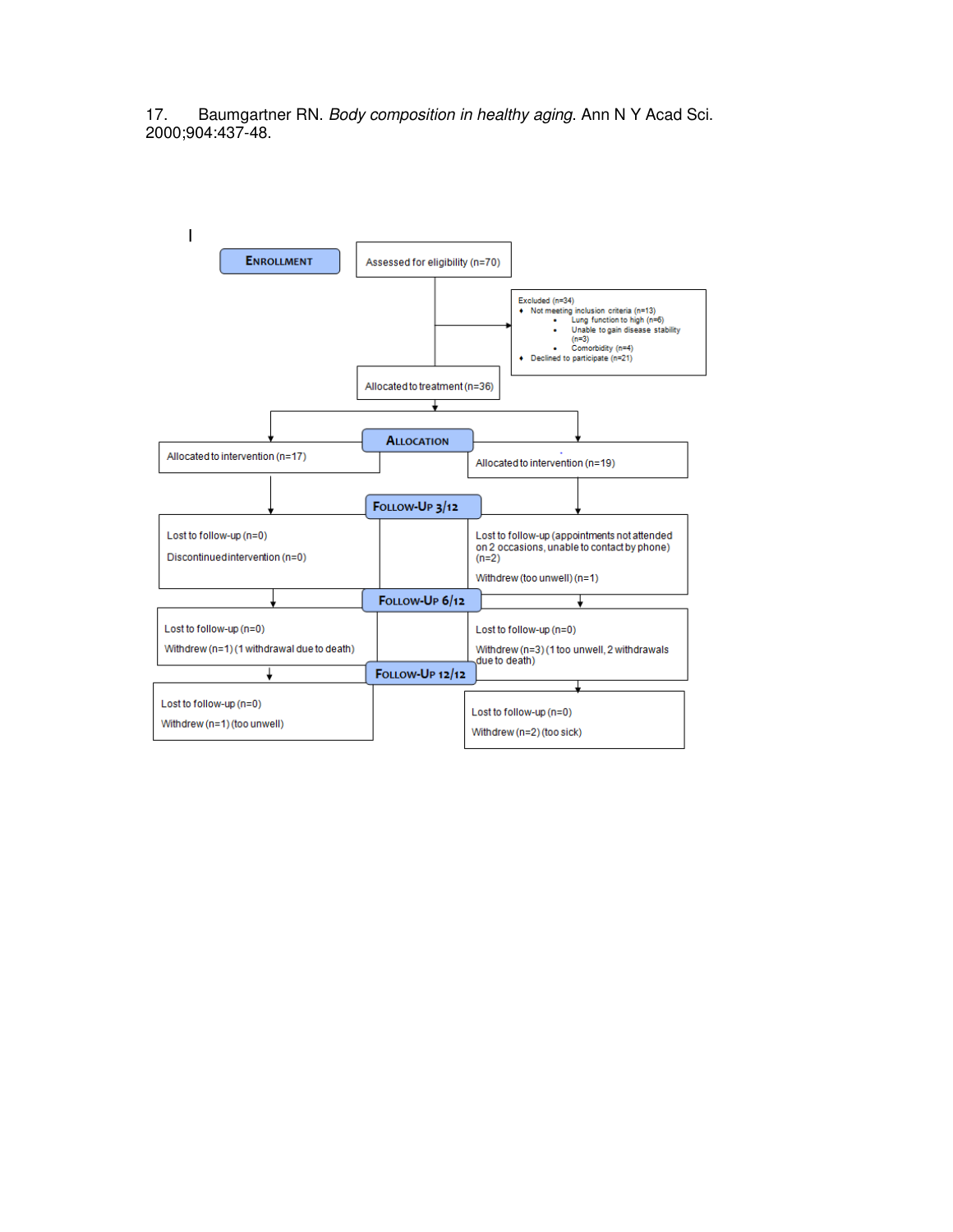17. Baumgartner RN. *Body composition in healthy aging*. Ann N Y Acad Sci. 2000;904:437-48.

I

ENROLLMENT

Assessed for eligibility (n=70)

Excluded (n=34)
- Not meeting inclusion criteria (n=13)
  - Lung function to high (n=6)
  - Unable to gain disease stability (n=3)
  - Comorbidity (n=4)
- Declined to participate (n=21)

Allocated to treatment (n=36)

ALLOCATION

Allocated to intervention (n=17)

Allocated to intervention (n=19)

FOLLOW-UP 3/12

Lost to follow-up (n=0)

Discontinued intervention (n=0)

Lost to follow-up (appointments not attended on 2 occasions, unable to contact by phone) (n=2)

Withdrew (too unwell) (n=1)

FOLLOW-UP 6/12

Lost to follow-up (n=0)

Withdrew (n=1) (1 withdrawal due to death)

Lost to follow-up (n=0)

Withdrew (n=3) (1 too unwell, 2 withdrawals due to death)

FOLLOW-UP 12/12

Lost to follow-up (n=0)

Withdrew (n=1) (too unwell)

Lost to follow-up (n=0)

Withdrew (n=2) (too sick)